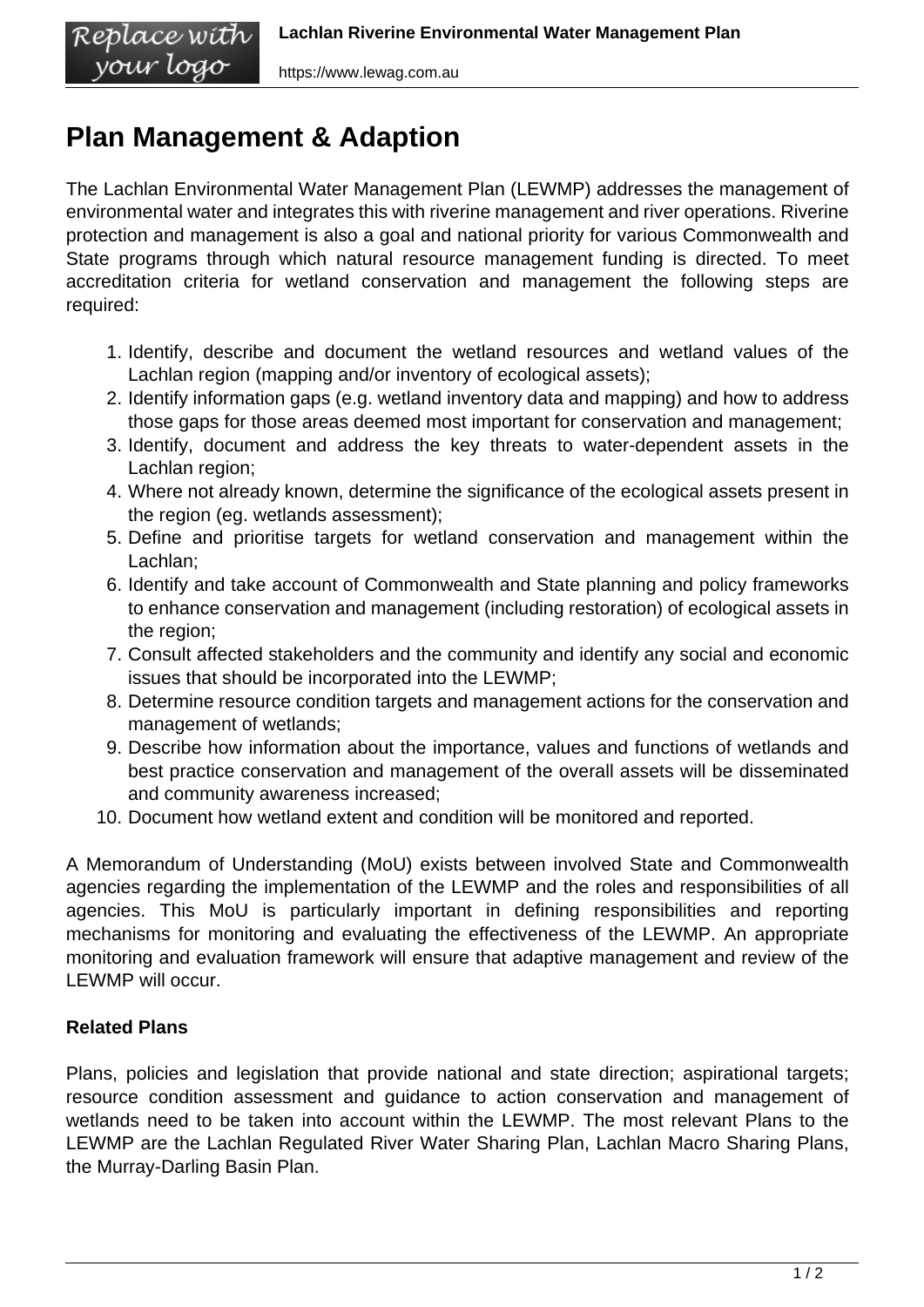# Plan Management & Adaption

The Lachlan Environmental Water Management Plan (LEWMP) addresses the management of environmental water and integrates this with riverine management and river operations. Riverine protection and management is also a goal and national priority for various Commonwealth and State programs through which natural resource management funding is directed. To meet accreditation criteria for wetland conservation and management the following steps are required:

1. Identify, describe and document the wetland resources and wetland values of the Lachlan region (mapping and/or inventory of ecological assets);
2. Identify information gaps (e.g. wetland inventory data and mapping) and how to address those gaps for those areas deemed most important for conservation and management;
3. Identify, document and address the key threats to water-dependent assets in the Lachlan region;
4. Where not already known, determine the significance of the ecological assets present in the region (eg. wetlands assessment);
5. Define and prioritise targets for wetland conservation and management within the Lachlan;
6. Identify and take account of Commonwealth and State planning and policy frameworks to enhance conservation and management (including restoration) of ecological assets in the region;
7. Consult affected stakeholders and the community and identify any social and economic issues that should be incorporated into the LEWMP;
8. Determine resource condition targets and management actions for the conservation and management of wetlands;
9. Describe how information about the importance, values and functions of wetlands and best practice conservation and management of the overall assets will be disseminated and community awareness increased;
10. Document how wetland extent and condition will be monitored and reported.

A Memorandum of Understanding (MoU) exists between involved State and Commonwealth agencies regarding the implementation of the LEWMP and the roles and responsibilities of all agencies. This MoU is particularly important in defining responsibilities and reporting mechanisms for monitoring and evaluating the effectiveness of the LEWMP. An appropriate monitoring and evaluation framework will ensure that adaptive management and review of the LEWMP will occur.

**Related Plans**

Plans, policies and legislation that provide national and state direction; aspirational targets; resource condition assessment and guidance to action conservation and management of wetlands need to be taken into account within the LEWMP. The most relevant Plans to the LEWMP are the Lachlan Regulated River Water Sharing Plan, Lachlan Macro Sharing Plans, the Murray-Darling Basin Plan.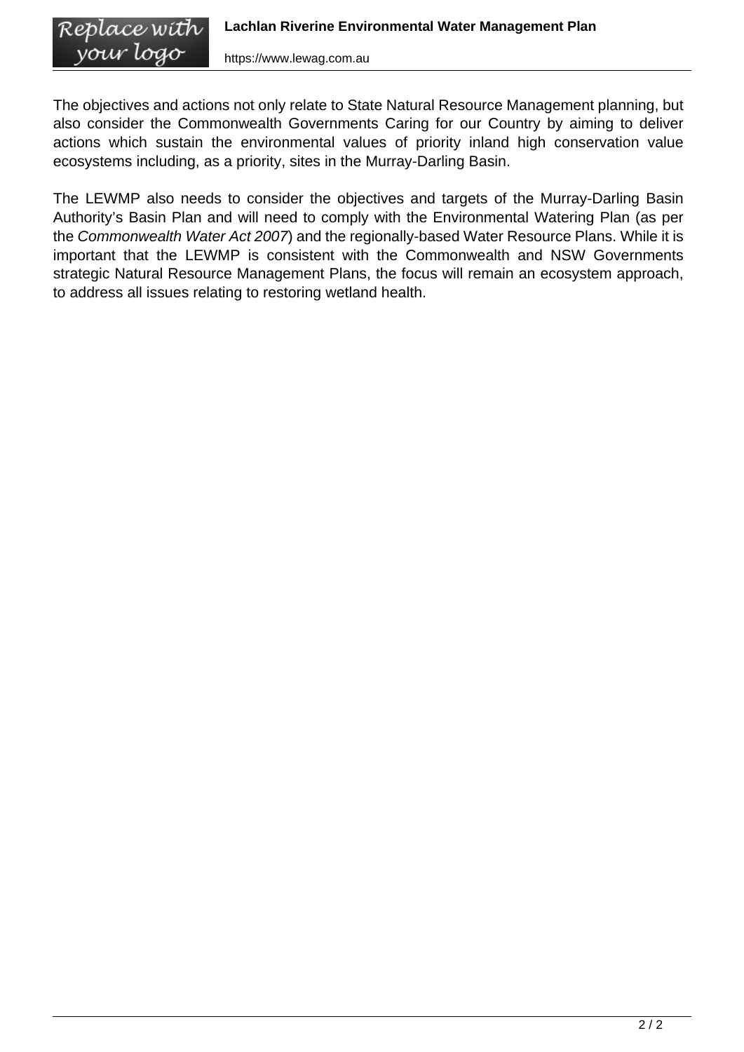The objectives and actions not only relate to State Natural Resource Management planning, but also consider the Commonwealth Governments Caring for our Country by aiming to deliver actions which sustain the environmental values of priority inland high conservation value ecosystems including, as a priority, sites in the Murray-Darling Basin.

The LEWMP also needs to consider the objectives and targets of the Murray-Darling Basin Authority's Basin Plan and will need to comply with the Environmental Watering Plan (as per the *Commonwealth Water Act 2007*) and the regionally-based Water Resource Plans. While it is important that the LEWMP is consistent with the Commonwealth and NSW Governments strategic Natural Resource Management Plans, the focus will remain an ecosystem approach, to address all issues relating to restoring wetland health.